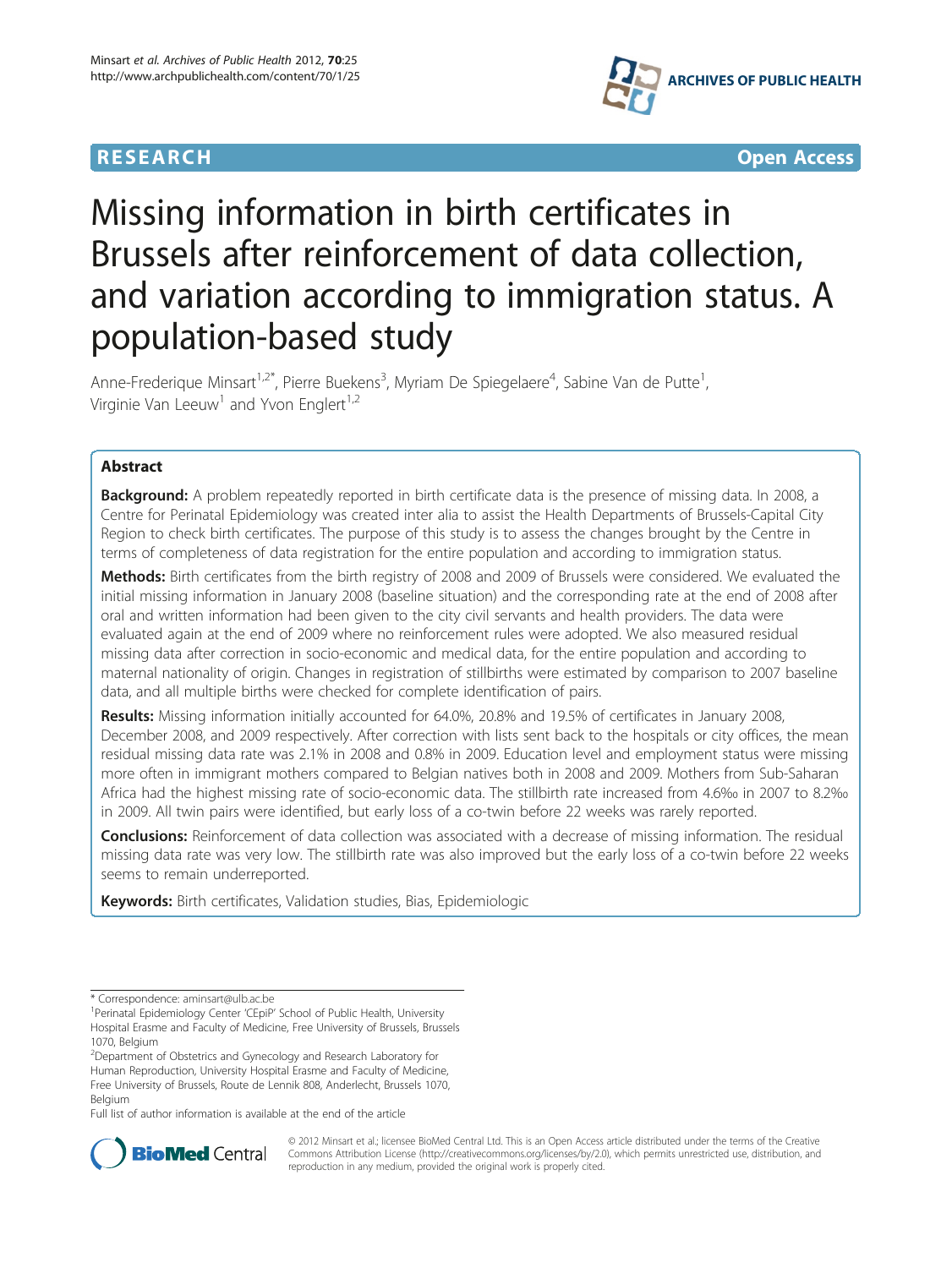**RESEARCH** **Open Access**

# Missing information in birth certificates in Brussels after reinforcement of data collection, and variation according to immigration status. A population-based study

Anne-Frederique Minsart[1,2*], Pierre Buekens[3], Myriam De Spiegelaere[4], Sabine Van de Putte[1], Virginie Van Leeuw[1] and Yvon Englert[1,2]

## Abstract

**Background:** A problem repeatedly reported in birth certificate data is the presence of missing data. In 2008, a Centre for Perinatal Epidemiology was created inter alia to assist the Health Departments of Brussels-Capital City Region to check birth certificates. The purpose of this study is to assess the changes brought by the Centre in terms of completeness of data registration for the entire population and according to immigration status.

**Methods:** Birth certificates from the birth registry of 2008 and 2009 of Brussels were considered. We evaluated the initial missing information in January 2008 (baseline situation) and the corresponding rate at the end of 2008 after oral and written information had been given to the city civil servants and health providers. The data were evaluated again at the end of 2009 where no reinforcement rules were adopted. We also measured residual missing data after correction in socio-economic and medical data, for the entire population and according to maternal nationality of origin. Changes in registration of stillbirths were estimated by comparison to 2007 baseline data, and all multiple births were checked for complete identification of pairs.

**Results:** Missing information initially accounted for 64.0%, 20.8% and 19.5% of certificates in January 2008, December 2008, and 2009 respectively. After correction with lists sent back to the hospitals or city offices, the mean residual missing data rate was 2.1% in 2008 and 0.8% in 2009. Education level and employment status were missing more often in immigrant mothers compared to Belgian natives both in 2008 and 2009. Mothers from Sub-Saharan Africa had the highest missing rate of socio-economic data. The stillbirth rate increased from 4.6‰ in 2007 to 8.2‰ in 2009. All twin pairs were identified, but early loss of a co-twin before 22 weeks was rarely reported.

**Conclusions:** Reinforcement of data collection was associated with a decrease of missing information. The residual missing data rate was very low. The stillbirth rate was also improved but the early loss of a co-twin before 22 weeks seems to remain underreported.

**Keywords:** Birth certificates, Validation studies, Bias, Epidemiologic

---

\* Correspondence: aminsart@ulb.ac.be

[1]Perinatal Epidemiology Center 'CEpiP' School of Public Health, University Hospital Erasme and Faculty of Medicine, Free University of Brussels, Brussels 1070, Belgium

[2]Department of Obstetrics and Gynecology and Research Laboratory for Human Reproduction, University Hospital Erasme and Faculty of Medicine, Free University of Brussels, Route de Lennik 808, Anderlecht, Brussels 1070, Belgium

Full list of author information is available at the end of the article

© 2012 Minsart et al.; licensee BioMed Central Ltd. This is an Open Access article distributed under the terms of the Creative Commons Attribution License (http://creativecommons.org/licenses/by/2.0), which permits unrestricted use, distribution, and reproduction in any medium, provided the original work is properly cited.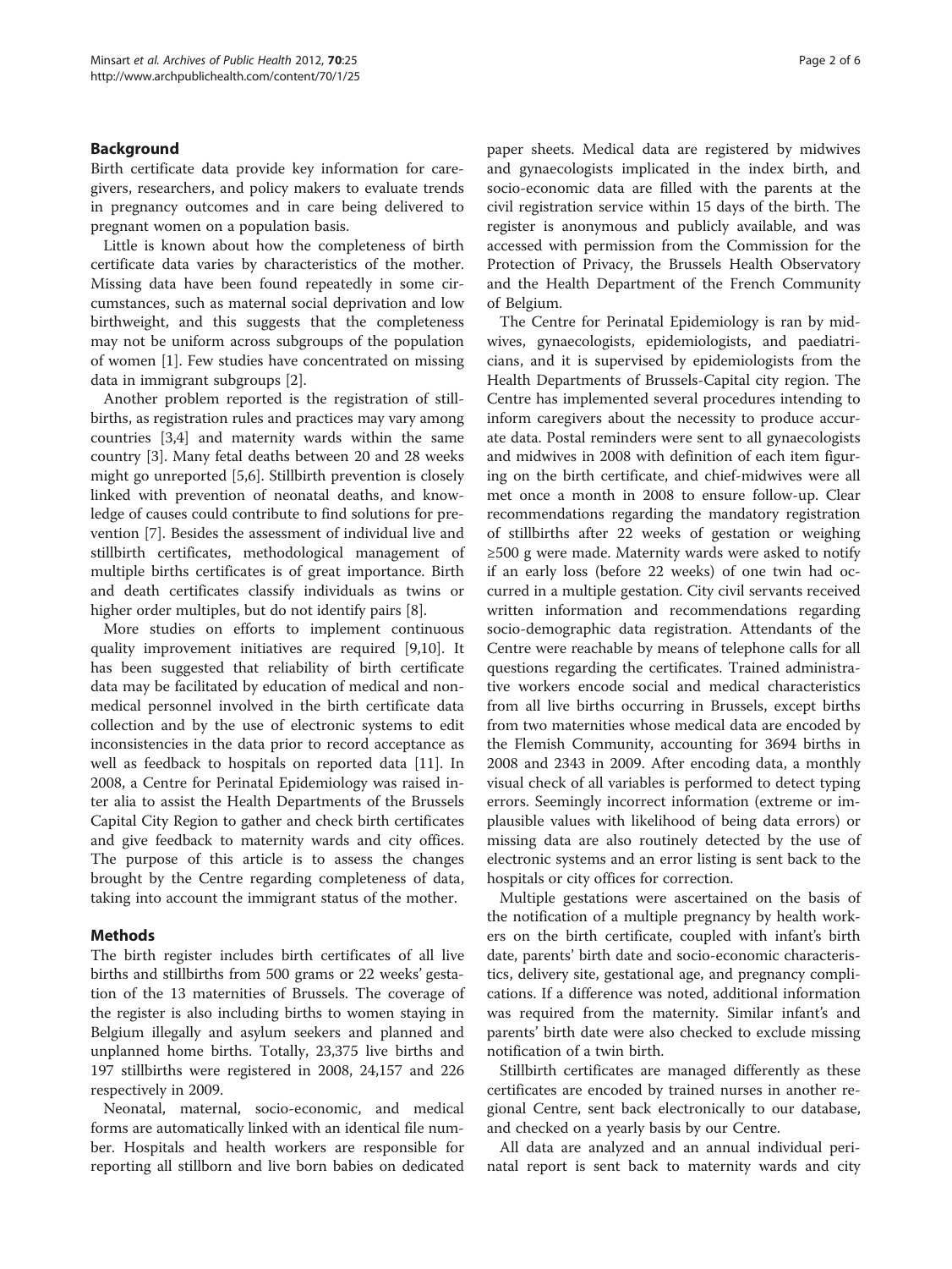## Background

Birth certificate data provide key information for caregivers, researchers, and policy makers to evaluate trends in pregnancy outcomes and in care being delivered to pregnant women on a population basis.

Little is known about how the completeness of birth certificate data varies by characteristics of the mother. Missing data have been found repeatedly in some circumstances, such as maternal social deprivation and low birthweight, and this suggests that the completeness may not be uniform across subgroups of the population of women [1]. Few studies have concentrated on missing data in immigrant subgroups [2].

Another problem reported is the registration of stillbirths, as registration rules and practices may vary among countries [3,4] and maternity wards within the same country [3]. Many fetal deaths between 20 and 28 weeks might go unreported [5,6]. Stillbirth prevention is closely linked with prevention of neonatal deaths, and knowledge of causes could contribute to find solutions for prevention [7]. Besides the assessment of individual live and stillbirth certificates, methodological management of multiple births certificates is of great importance. Birth and death certificates classify individuals as twins or higher order multiples, but do not identify pairs [8].

More studies on efforts to implement continuous quality improvement initiatives are required [9,10]. It has been suggested that reliability of birth certificate data may be facilitated by education of medical and nonmedical personnel involved in the birth certificate data collection and by the use of electronic systems to edit inconsistencies in the data prior to record acceptance as well as feedback to hospitals on reported data [11]. In 2008, a Centre for Perinatal Epidemiology was raised inter alia to assist the Health Departments of the Brussels Capital City Region to gather and check birth certificates and give feedback to maternity wards and city offices. The purpose of this article is to assess the changes brought by the Centre regarding completeness of data, taking into account the immigrant status of the mother.

## Methods

The birth register includes birth certificates of all live births and stillbirths from 500 grams or 22 weeks' gestation of the 13 maternities of Brussels. The coverage of the register is also including births to women staying in Belgium illegally and asylum seekers and planned and unplanned home births. Totally, 23,375 live births and 197 stillbirths were registered in 2008, 24,157 and 226 respectively in 2009.

Neonatal, maternal, socio-economic, and medical forms are automatically linked with an identical file number. Hospitals and health workers are responsible for reporting all stillborn and live born babies on dedicated paper sheets. Medical data are registered by midwives and gynaecologists implicated in the index birth, and socio-economic data are filled with the parents at the civil registration service within 15 days of the birth. The register is anonymous and publicly available, and was accessed with permission from the Commission for the Protection of Privacy, the Brussels Health Observatory and the Health Department of the French Community of Belgium.

The Centre for Perinatal Epidemiology is ran by midwives, gynaecologists, epidemiologists, and paediatricians, and it is supervised by epidemiologists from the Health Departments of Brussels-Capital city region. The Centre has implemented several procedures intending to inform caregivers about the necessity to produce accurate data. Postal reminders were sent to all gynaecologists and midwives in 2008 with definition of each item figuring on the birth certificate, and chief-midwives were all met once a month in 2008 to ensure follow-up. Clear recommendations regarding the mandatory registration of stillbirths after 22 weeks of gestation or weighing ≥500 g were made. Maternity wards were asked to notify if an early loss (before 22 weeks) of one twin had occurred in a multiple gestation. City civil servants received written information and recommendations regarding socio-demographic data registration. Attendants of the Centre were reachable by means of telephone calls for all questions regarding the certificates. Trained administrative workers encode social and medical characteristics from all live births occurring in Brussels, except births from two maternities whose medical data are encoded by the Flemish Community, accounting for 3694 births in 2008 and 2343 in 2009. After encoding data, a monthly visual check of all variables is performed to detect typing errors. Seemingly incorrect information (extreme or implausible values with likelihood of being data errors) or missing data are also routinely detected by the use of electronic systems and an error listing is sent back to the hospitals or city offices for correction.

Multiple gestations were ascertained on the basis of the notification of a multiple pregnancy by health workers on the birth certificate, coupled with infant's birth date, parents' birth date and socio-economic characteristics, delivery site, gestational age, and pregnancy complications. If a difference was noted, additional information was required from the maternity. Similar infant's and parents' birth date were also checked to exclude missing notification of a twin birth.

Stillbirth certificates are managed differently as these certificates are encoded by trained nurses in another regional Centre, sent back electronically to our database, and checked on a yearly basis by our Centre.

All data are analyzed and an annual individual perinatal report is sent back to maternity wards and city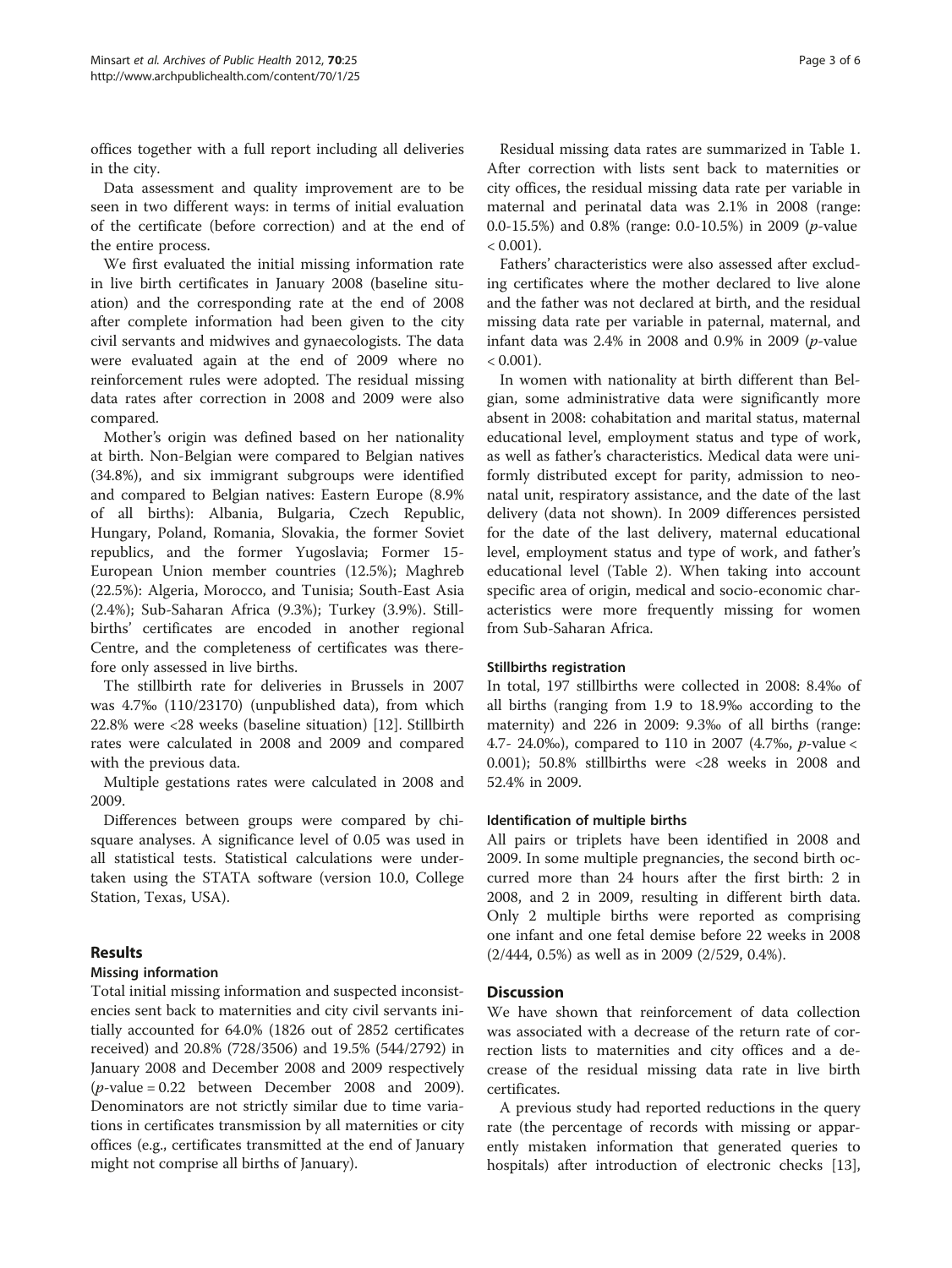offices together with a full report including all deliveries in the city.

Data assessment and quality improvement are to be seen in two different ways: in terms of initial evaluation of the certificate (before correction) and at the end of the entire process.

We first evaluated the initial missing information rate in live birth certificates in January 2008 (baseline situation) and the corresponding rate at the end of 2008 after complete information had been given to the city civil servants and midwives and gynaecologists. The data were evaluated again at the end of 2009 where no reinforcement rules were adopted. The residual missing data rates after correction in 2008 and 2009 were also compared.

Mother's origin was defined based on her nationality at birth. Non-Belgian were compared to Belgian natives (34.8%), and six immigrant subgroups were identified and compared to Belgian natives: Eastern Europe (8.9% of all births): Albania, Bulgaria, Czech Republic, Hungary, Poland, Romania, Slovakia, the former Soviet republics, and the former Yugoslavia; Former 15-European Union member countries (12.5%); Maghreb (22.5%): Algeria, Morocco, and Tunisia; South-East Asia (2.4%); Sub-Saharan Africa (9.3%); Turkey (3.9%). Stillbirths' certificates are encoded in another regional Centre, and the completeness of certificates was therefore only assessed in live births.

The stillbirth rate for deliveries in Brussels in 2007 was 4.7‰ (110/23170) (unpublished data), from which 22.8% were <28 weeks (baseline situation) [12]. Stillbirth rates were calculated in 2008 and 2009 and compared with the previous data.

Multiple gestations rates were calculated in 2008 and 2009.

Differences between groups were compared by chi-square analyses. A significance level of 0.05 was used in all statistical tests. Statistical calculations were undertaken using the STATA software (version 10.0, College Station, Texas, USA).

## Results

### Missing information

Total initial missing information and suspected inconsistencies sent back to maternities and city civil servants initially accounted for 64.0% (1826 out of 2852 certificates received) and 20.8% (728/3506) and 19.5% (544/2792) in January 2008 and December 2008 and 2009 respectively ($p$-value = 0.22 between December 2008 and 2009). Denominators are not strictly similar due to time variations in certificates transmission by all maternities or city offices (e.g., certificates transmitted at the end of January might not comprise all births of January).

Residual missing data rates are summarized in Table 1. After correction with lists sent back to maternities or city offices, the residual missing data rate per variable in maternal and perinatal data was 2.1% in 2008 (range: 0.0-15.5%) and 0.8% (range: 0.0-10.5%) in 2009 ($p$-value $< 0.001$).

Fathers' characteristics were also assessed after excluding certificates where the mother declared to live alone and the father was not declared at birth, and the residual missing data rate per variable in paternal, maternal, and infant data was 2.4% in 2008 and 0.9% in 2009 ($p$-value $< 0.001$).

In women with nationality at birth different than Belgian, some administrative data were significantly more absent in 2008: cohabitation and marital status, maternal educational level, employment status and type of work, as well as father's characteristics. Medical data were uniformly distributed except for parity, admission to neonatal unit, respiratory assistance, and the date of the last delivery (data not shown). In 2009 differences persisted for the date of the last delivery, maternal educational level, employment status and type of work, and father's educational level (Table 2). When taking into account specific area of origin, medical and socio-economic characteristics were more frequently missing for women from Sub-Saharan Africa.

### Stillbirths registration

In total, 197 stillbirths were collected in 2008: 8.4‰ of all births (ranging from 1.9 to 18.9‰ according to the maternity) and 226 in 2009: 9.3‰ of all births (range: 4.7- 24.0‰), compared to 110 in 2007 (4.7‰, $p$-value $<$ 0.001); 50.8% stillbirths were <28 weeks in 2008 and 52.4% in 2009.

### Identification of multiple births

All pairs or triplets have been identified in 2008 and 2009. In some multiple pregnancies, the second birth occurred more than 24 hours after the first birth: 2 in 2008, and 2 in 2009, resulting in different birth data. Only 2 multiple births were reported as comprising one infant and one fetal demise before 22 weeks in 2008 (2/444, 0.5%) as well as in 2009 (2/529, 0.4%).

## Discussion

We have shown that reinforcement of data collection was associated with a decrease of the return rate of correction lists to maternities and city offices and a decrease of the residual missing data rate in live birth certificates.

A previous study had reported reductions in the query rate (the percentage of records with missing or apparently mistaken information that generated queries to hospitals) after introduction of electronic checks [13],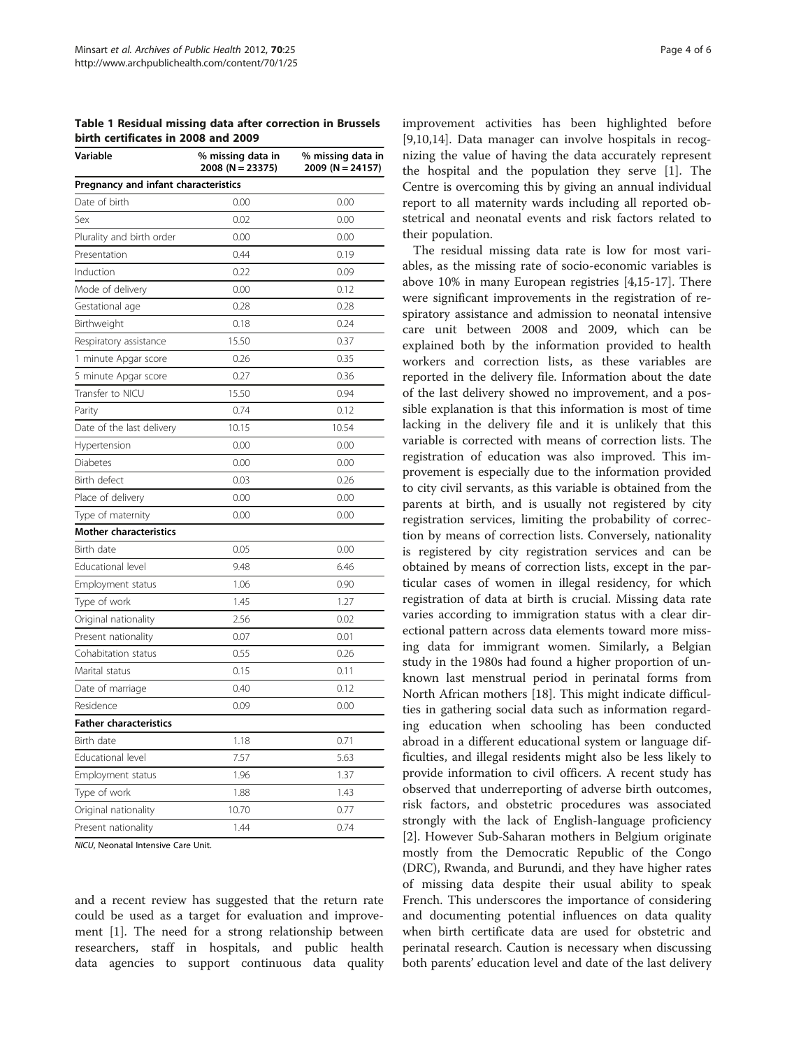**Table 1 Residual missing data after correction in Brussels birth certificates in 2008 and 2009**

| Variable | % missing data in 2008 (N = 23375) | % missing data in 2009 (N = 24157) |
|---|---|---|
| **Pregnancy and infant characteristics** | | |
| Date of birth | 0.00 | 0.00 |
| Sex | 0.02 | 0.00 |
| Plurality and birth order | 0.00 | 0.00 |
| Presentation | 0.44 | 0.19 |
| Induction | 0.22 | 0.09 |
| Mode of delivery | 0.00 | 0.12 |
| Gestational age | 0.28 | 0.28 |
| Birthweight | 0.18 | 0.24 |
| Respiratory assistance | 15.50 | 0.37 |
| 1 minute Apgar score | 0.26 | 0.35 |
| 5 minute Apgar score | 0.27 | 0.36 |
| Transfer to NICU | 15.50 | 0.94 |
| Parity | 0.74 | 0.12 |
| Date of the last delivery | 10.15 | 10.54 |
| Hypertension | 0.00 | 0.00 |
| Diabetes | 0.00 | 0.00 |
| Birth defect | 0.03 | 0.26 |
| Place of delivery | 0.00 | 0.00 |
| Type of maternity | 0.00 | 0.00 |
| **Mother characteristics** | | |
| Birth date | 0.05 | 0.00 |
| Educational level | 9.48 | 6.46 |
| Employment status | 1.06 | 0.90 |
| Type of work | 1.45 | 1.27 |
| Original nationality | 2.56 | 0.02 |
| Present nationality | 0.07 | 0.01 |
| Cohabitation status | 0.55 | 0.26 |
| Marital status | 0.15 | 0.11 |
| Date of marriage | 0.40 | 0.12 |
| Residence | 0.09 | 0.00 |
| **Father characteristics** | | |
| Birth date | 1.18 | 0.71 |
| Educational level | 7.57 | 5.63 |
| Employment status | 1.96 | 1.37 |
| Type of work | 1.88 | 1.43 |
| Original nationality | 10.70 | 0.77 |
| Present nationality | 1.44 | 0.74 |

*NICU*, Neonatal Intensive Care Unit.

and a recent review has suggested that the return rate could be used as a target for evaluation and improvement [1]. The need for a strong relationship between researchers, staff in hospitals, and public health data agencies to support continuous data quality improvement activities has been highlighted before [9,10,14]. Data manager can involve hospitals in recognizing the value of having the data accurately represent the hospital and the population they serve [1]. The Centre is overcoming this by giving an annual individual report to all maternity wards including all reported obstetrical and neonatal events and risk factors related to their population.

The residual missing data rate is low for most variables, as the missing rate of socio-economic variables is above 10% in many European registries [4,15-17]. There were significant improvements in the registration of respiratory assistance and admission to neonatal intensive care unit between 2008 and 2009, which can be explained both by the information provided to health workers and correction lists, as these variables are reported in the delivery file. Information about the date of the last delivery showed no improvement, and a possible explanation is that this information is most of time lacking in the delivery file and it is unlikely that this variable is corrected with means of correction lists. The registration of education was also improved. This improvement is especially due to the information provided to city civil servants, as this variable is obtained from the parents at birth, and is usually not registered by city registration services, limiting the probability of correction by means of correction lists. Conversely, nationality is registered by city registration services and can be obtained by means of correction lists, except in the particular cases of women in illegal residency, for which registration of data at birth is crucial. Missing data rate varies according to immigration status with a clear directional pattern across data elements toward more missing data for immigrant women. Similarly, a Belgian study in the 1980s had found a higher proportion of unknown last menstrual period in perinatal forms from North African mothers [18]. This might indicate difficulties in gathering social data such as information regarding education when schooling has been conducted abroad in a different educational system or language difficulties, and illegal residents might also be less likely to provide information to civil officers. A recent study has observed that underreporting of adverse birth outcomes, risk factors, and obstetric procedures was associated strongly with the lack of English-language proficiency [2]. However Sub-Saharan mothers in Belgium originate mostly from the Democratic Republic of the Congo (DRC), Rwanda, and Burundi, and they have higher rates of missing data despite their usual ability to speak French. This underscores the importance of considering and documenting potential influences on data quality when birth certificate data are used for obstetric and perinatal research. Caution is necessary when discussing both parents' education level and date of the last delivery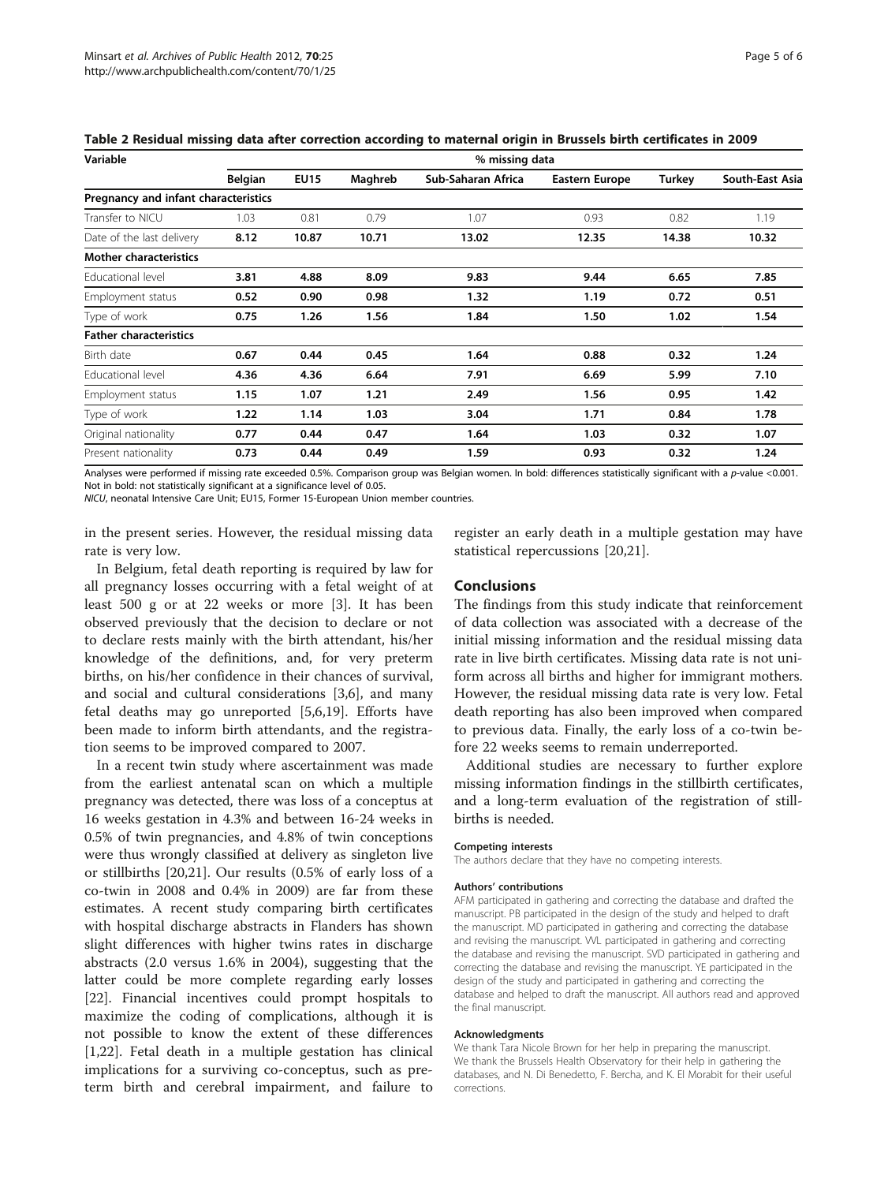**Table 2 Residual missing data after correction according to maternal origin in Brussels birth certificates in 2009**

| Variable | % missing data | | | | | | |
|---|---|---|---|---|---|---|---|
| | Belgian | EU15 | Maghreb | Sub-Saharan Africa | Eastern Europe | Turkey | South-East Asia |
| **Pregnancy and infant characteristics** | | | | | | | |
| Transfer to NICU | 1.03 | 0.81 | 0.79 | 1.07 | 0.93 | 0.82 | 1.19 |
| Date of the last delivery | **8.12** | **10.87** | **10.71** | **13.02** | **12.35** | **14.38** | **10.32** |
| **Mother characteristics** | | | | | | | |
| Educational level | **3.81** | **4.88** | **8.09** | **9.83** | **9.44** | **6.65** | **7.85** |
| Employment status | **0.52** | **0.90** | **0.98** | **1.32** | **1.19** | **0.72** | **0.51** |
| Type of work | **0.75** | **1.26** | **1.56** | **1.84** | **1.50** | **1.02** | **1.54** |
| **Father characteristics** | | | | | | | |
| Birth date | **0.67** | **0.44** | **0.45** | **1.64** | **0.88** | **0.32** | **1.24** |
| Educational level | **4.36** | **4.36** | **6.64** | **7.91** | **6.69** | **5.99** | **7.10** |
| Employment status | **1.15** | **1.07** | **1.21** | **2.49** | **1.56** | **0.95** | **1.42** |
| Type of work | **1.22** | **1.14** | **1.03** | **3.04** | **1.71** | **0.84** | **1.78** |
| Original nationality | **0.77** | **0.44** | **0.47** | **1.64** | **1.03** | **0.32** | **1.07** |
| Present nationality | **0.73** | **0.44** | **0.49** | **1.59** | **0.93** | **0.32** | **1.24** |

Analyses were performed if missing rate exceeded 0.5%. Comparison group was Belgian women. In bold: differences statistically significant with a $p$-value <0.001. Not in bold: not statistically significant at a significance level of 0.05.
*NICU*, neonatal Intensive Care Unit; EU15, Former 15-European Union member countries.

in the present series. However, the residual missing data rate is very low.

In Belgium, fetal death reporting is required by law for all pregnancy losses occurring with a fetal weight of at least 500 g or at 22 weeks or more [3]. It has been observed previously that the decision to declare or not to declare rests mainly with the birth attendant, his/her knowledge of the definitions, and, for very preterm births, on his/her confidence in their chances of survival, and social and cultural considerations [3,6], and many fetal deaths may go unreported [5,6,19]. Efforts have been made to inform birth attendants, and the registration seems to be improved compared to 2007.

In a recent twin study where ascertainment was made from the earliest antenatal scan on which a multiple pregnancy was detected, there was loss of a conceptus at 16 weeks gestation in 4.3% and between 16-24 weeks in 0.5% of twin pregnancies, and 4.8% of twin conceptions were thus wrongly classified at delivery as singleton live or stillbirths [20,21]. Our results (0.5% of early loss of a co-twin in 2008 and 0.4% in 2009) are far from these estimates. A recent study comparing birth certificates with hospital discharge abstracts in Flanders has shown slight differences with higher twins rates in discharge abstracts (2.0 versus 1.6% in 2004), suggesting that the latter could be more complete regarding early losses [22]. Financial incentives could prompt hospitals to maximize the coding of complications, although it is not possible to know the extent of these differences [1,22]. Fetal death in a multiple gestation has clinical implications for a surviving co-conceptus, such as preterm birth and cerebral impairment, and failure to register an early death in a multiple gestation may have statistical repercussions [20,21].

## Conclusions

The findings from this study indicate that reinforcement of data collection was associated with a decrease of the initial missing information and the residual missing data rate in live birth certificates. Missing data rate is not uniform across all births and higher for immigrant mothers. However, the residual missing data rate is very low. Fetal death reporting has also been improved when compared to previous data. Finally, the early loss of a co-twin before 22 weeks seems to remain underreported.

Additional studies are necessary to further explore missing information findings in the stillbirth certificates, and a long-term evaluation of the registration of stillbirths is needed.

#### Competing interests

The authors declare that they have no competing interests.

#### Authors' contributions

AFM participated in gathering and correcting the database and drafted the manuscript. PB participated in the design of the study and helped to draft the manuscript. MD participated in gathering and correcting the database and revising the manuscript. VVL participated in gathering and correcting the database and revising the manuscript. SVD participated in gathering and correcting the database and revising the manuscript. YE participated in the design of the study and participated in gathering and correcting the database and helped to draft the manuscript. All authors read and approved the final manuscript.

#### Acknowledgments

We thank Tara Nicole Brown for her help in preparing the manuscript. We thank the Brussels Health Observatory for their help in gathering the databases, and N. Di Benedetto, F. Bercha, and K. El Morabit for their useful corrections.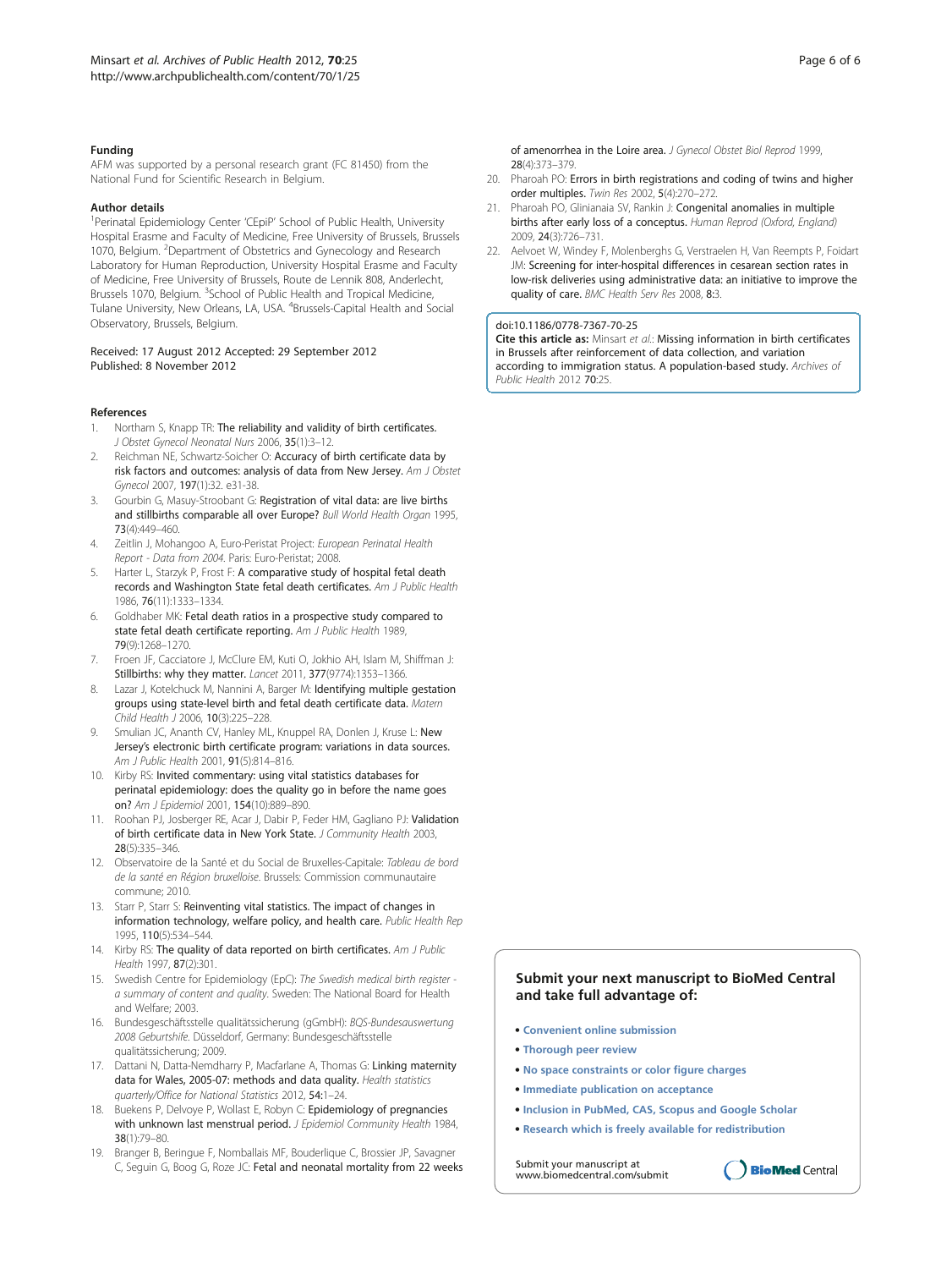### Funding

AFM was supported by a personal research grant (FC 81450) from the National Fund for Scientific Research in Belgium.

### Author details

[1]Perinatal Epidemiology Center 'CEpiP' School of Public Health, University Hospital Erasme and Faculty of Medicine, Free University of Brussels, Brussels 1070, Belgium. [2]Department of Obstetrics and Gynecology and Research Laboratory for Human Reproduction, University Hospital Erasme and Faculty of Medicine, Free University of Brussels, Route de Lennik 808, Anderlecht, Brussels 1070, Belgium. [3]School of Public Health and Tropical Medicine, Tulane University, New Orleans, LA, USA. [4]Brussels-Capital Health and Social Observatory, Brussels, Belgium.

Received: 17 August 2012 Accepted: 29 September 2012
Published: 8 November 2012

### References

1. Northam S, Knapp TR: **The reliability and validity of birth certificates.** *J Obstet Gynecol Neonatal Nurs* 2006, **35**(1):3–12.
2. Reichman NE, Schwartz-Soicher O: **Accuracy of birth certificate data by risk factors and outcomes: analysis of data from New Jersey.** *Am J Obstet Gynecol* 2007, **197**(1):32. e31-38.
3. Gourbin G, Masuy-Stroobant G: **Registration of vital data: are live births and stillbirths comparable all over Europe?** *Bull World Health Organ* 1995, **73**(4):449–460.
4. Zeitlin J, Mohangoo A, Euro-Peristat Project: *European Perinatal Health Report - Data from 2004.* Paris: Euro-Peristat; 2008.
5. Harter L, Starzyk P, Frost F: **A comparative study of hospital fetal death records and Washington State fetal death certificates.** *Am J Public Health* 1986, **76**(11):1333–1334.
6. Goldhaber MK: **Fetal death ratios in a prospective study compared to state fetal death certificate reporting.** *Am J Public Health* 1989, **79**(9):1268–1270.
7. Froen JF, Cacciatore J, McClure EM, Kuti O, Jokhio AH, Islam M, Shiffman J: **Stillbirths: why they matter.** *Lancet* 2011, **377**(9774):1353–1366.
8. Lazar J, Kotelchuck M, Nannini A, Barger M: **Identifying multiple gestation groups using state-level birth and fetal death certificate data.** *Matern Child Health J* 2006, **10**(3):225–228.
9. Smulian JC, Ananth CV, Hanley ML, Knuppel RA, Donlen J, Kruse L: **New Jersey's electronic birth certificate program: variations in data sources.** *Am J Public Health* 2001, **91**(5):814–816.
10. Kirby RS: **Invited commentary: using vital statistics databases for perinatal epidemiology: does the quality go in before the name goes on?** *Am J Epidemiol* 2001, **154**(10):889–890.
11. Roohan PJ, Josberger RE, Acar J, Dabir P, Feder HM, Gagliano PJ: **Validation of birth certificate data in New York State.** *J Community Health* 2003, **28**(5):335–346.
12. Observatoire de la Santé et du Social de Bruxelles-Capitale: *Tableau de bord de la santé en Région bruxelloise.* Brussels: Commission communautaire commune; 2010.
13. Starr P, Starr S: **Reinventing vital statistics. The impact of changes in information technology, welfare policy, and health care.** *Public Health Rep* 1995, **110**(5):534–544.
14. Kirby RS: **The quality of data reported on birth certificates.** *Am J Public Health* 1997, **87**(2):301.
15. Swedish Centre for Epidemiology (EpC): *The Swedish medical birth register - a summary of content and quality.* Sweden: The National Board for Health and Welfare; 2003.
16. Bundesgeschäftsstelle qualitätssicherung (gGmbH): *BQS-Bundesauswertung 2008 Geburtshife.* Düsseldorf, Germany: Bundesgeschäftsstelle qualitätssicherung; 2009.
17. Dattani N, Datta-Nemdharry P, Macfarlane A, Thomas G: **Linking maternity data for Wales, 2005-07: methods and data quality.** *Health statistics quarterly/Office for National Statistics* 2012, **54**:1–24.
18. Buekens P, Delvoye P, Wollast E, Robyn C: **Epidemiology of pregnancies with unknown last menstrual period.** *J Epidemiol Community Health* 1984, **38**(1):79–80.
19. Branger B, Beringue F, Nomballais MF, Bouderlique C, Brossier JP, Savagner C, Seguin G, Boog G, Roze JC: **Fetal and neonatal mortality from 22 weeks of amenorrhea in the Loire area.** *J Gynecol Obstet Biol Reprod* 1999, **28**(4):373–379.
20. Pharoah PO: **Errors in birth registrations and coding of twins and higher order multiples.** *Twin Res* 2002, **5**(4):270–272.
21. Pharoah PO, Glinianaia SV, Rankin J: **Congenital anomalies in multiple births after early loss of a conceptus.** *Human Reprod (Oxford, England)* 2009, **24**(3):726–731.
22. Aelvoet W, Windey F, Molenberghs G, Verstraelen H, Van Reempts P, Foidart JM: **Screening for inter-hospital differences in cesarean section rates in low-risk deliveries using administrative data: an initiative to improve the quality of care.** *BMC Health Serv Res* 2008, **8**:3.

doi:10.1186/0778-7367-70-25
**Cite this article as:** Minsart *et al.*: Missing information in birth certificates in Brussels after reinforcement of data collection, and variation according to immigration status. A population-based study. *Archives of Public Health* 2012 **70**:25.

**Submit your next manuscript to BioMed Central and take full advantage of:**

- **Convenient online submission**
- **Thorough peer review**
- **No space constraints or color figure charges**
- **Immediate publication on acceptance**
- **Inclusion in PubMed, CAS, Scopus and Google Scholar**
- **Research which is freely available for redistribution**

Submit your manuscript at
www.biomedcentral.com/submit

BioMed Central